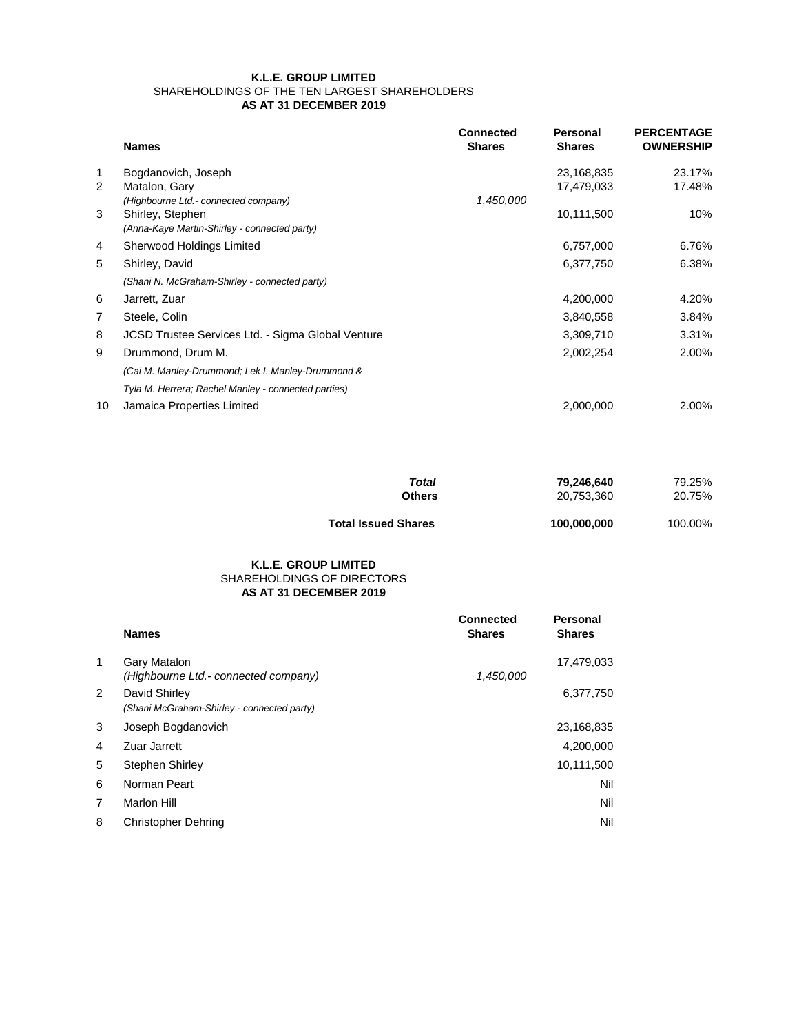**K.L.E. GROUP LIMITED**
SHAREHOLDINGS OF THE TEN LARGEST SHAREHOLDERS
**AS AT 31 DECEMBER 2019**

| | Names | Connected Shares | Personal Shares | PERCENTAGE OWNERSHIP |
|---|---|---|---|---|
| 1 | Bogdanovich, Joseph | | 23,168,835 | 23.17% |
| 2 | Matalon, Gary | | 17,479,033 | 17.48% |
| | *(Highbourne Ltd.- connected company)* | *1,450,000* | | |
| 3 | Shirley, Stephen | | 10,111,500 | 10% |
| | *(Anna-Kaye Martin-Shirley - connected party)* | | | |
| 4 | Sherwood Holdings Limited | | 6,757,000 | 6.76% |
| 5 | Shirley, David | | 6,377,750 | 6.38% |
| | *(Shani N. McGraham-Shirley - connected party)* | | | |
| 6 | Jarrett, Zuar | | 4,200,000 | 4.20% |
| 7 | Steele, Colin | | 3,840,558 | 3.84% |
| 8 | JCSD Trustee Services Ltd. - Sigma Global Venture | | 3,309,710 | 3.31% |
| 9 | Drummond, Drum M. | | 2,002,254 | 2.00% |
| | *(Cai M. Manley-Drummond; Lek I. Manley-Drummond &* | | | |
| | *Tyla M. Herrera; Rachel Manley - connected parties)* | | | |
| 10 | Jamaica Properties Limited | | 2,000,000 | 2.00% |
| | | ***Total*** | **79,246,640** | 79.25% |
| | | **Others** | 20,753,360 | 20.75% |
| | | **Total Issued Shares** | **100,000,000** | 100.00% |

**K.L.E. GROUP LIMITED**
SHAREHOLDINGS OF DIRECTORS
**AS AT 31 DECEMBER 2019**

| | Names | Connected Shares | Personal Shares |
|---|---|---|---|
| 1 | Gary Matalon | | 17,479,033 |
| | *(Highbourne Ltd.- connected company)* | *1,450,000* | |
| 2 | David Shirley | | 6,377,750 |
| | *(Shani McGraham-Shirley - connected party)* | | |
| 3 | Joseph Bogdanovich | | 23,168,835 |
| 4 | Zuar Jarrett | | 4,200,000 |
| 5 | Stephen Shirley | | 10,111,500 |
| 6 | Norman Peart | | Nil |
| 7 | Marlon Hill | | Nil |
| 8 | Christopher Dehring | | Nil |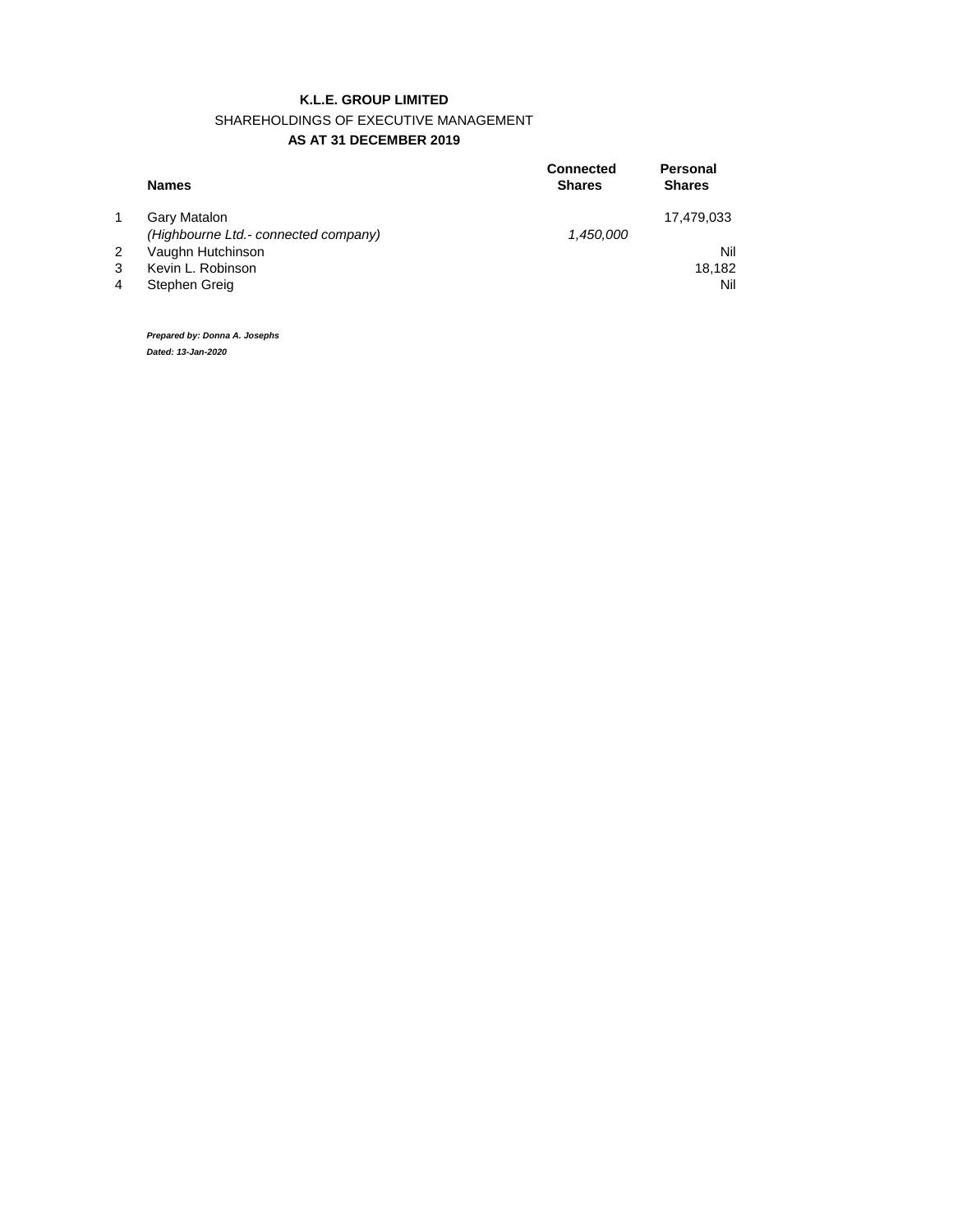**K.L.E. GROUP LIMITED**

SHAREHOLDINGS OF EXECUTIVE MANAGEMENT

**AS AT 31 DECEMBER 2019**

| | Names | Connected Shares | Personal Shares |
|---|---|---|---|
| 1 | Gary Matalon | | 17,479,033 |
| | *(Highbourne Ltd.- connected company)* | *1,450,000* | |
| 2 | Vaughn Hutchinson | | Nil |
| 3 | Kevin L. Robinson | | 18,182 |
| 4 | Stephen Greig | | Nil |

***Prepared by: Donna A. Josephs***

***Dated: 13-Jan-2020***